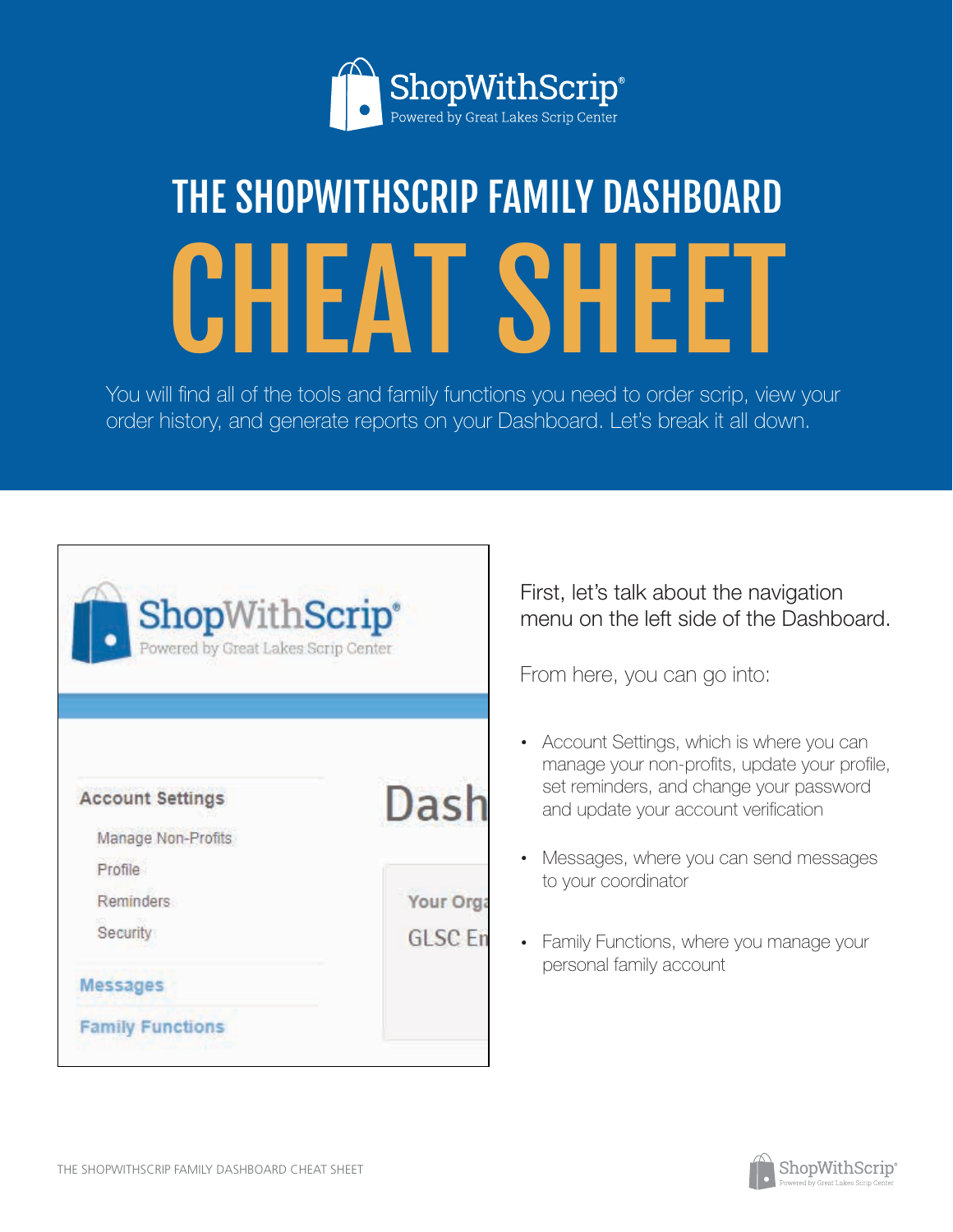# THE SHOPWITHSCRIP FAMILY DASHBOARD

# CHEAT SHEET

You will find all of the tools and family functions you need to order scrip, view your order history, and generate reports on your Dashboard. Let's break it all down.

First, let's talk about the navigation menu on the left side of the Dashboard.

From here, you can go into:

- Account Settings, which is where you can manage your non-profits, update your profile, set reminders, and change your password and update your account verification
- Messages, where you can send messages to your coordinator
- Family Functions, where you manage your personal family account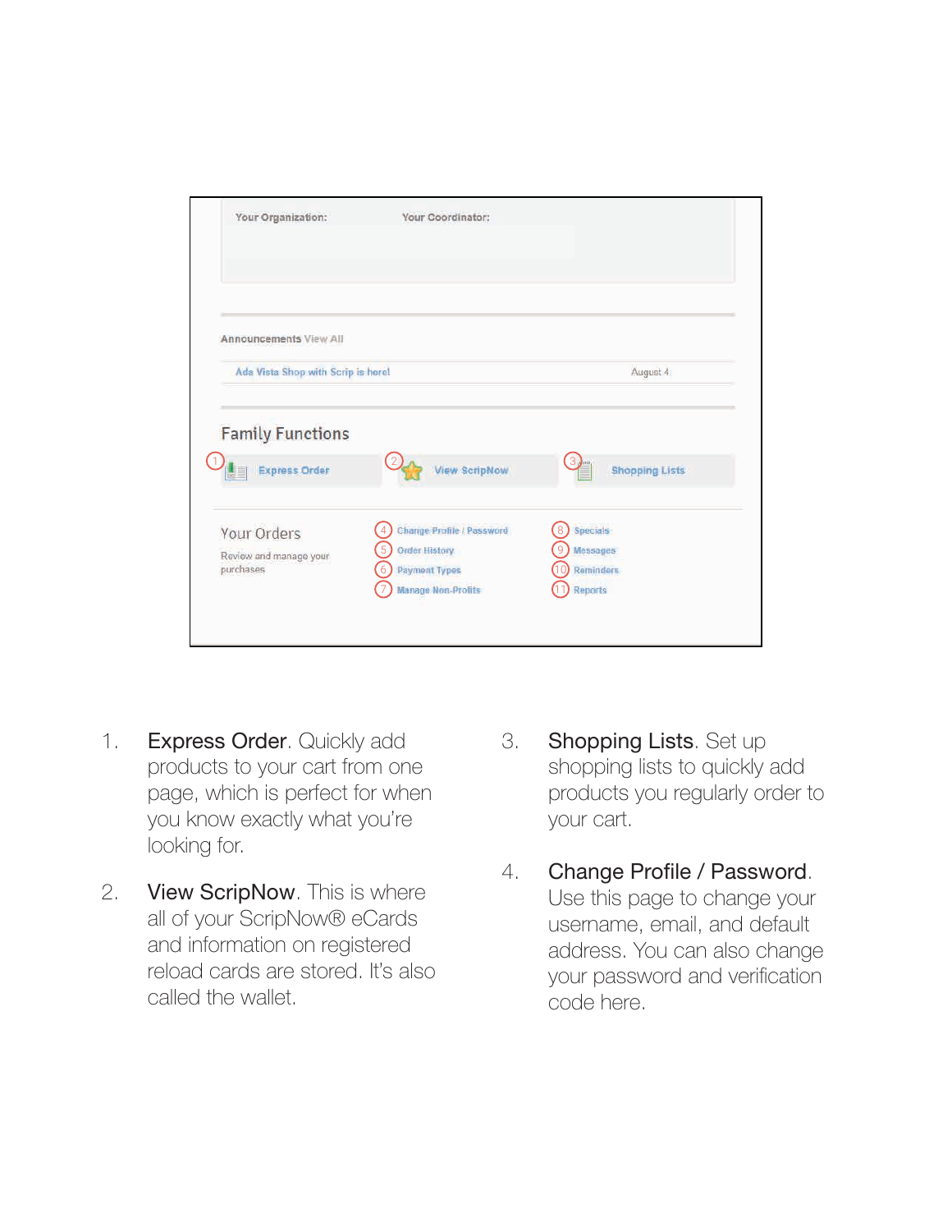Your Organization: Your Coordinator:

Announcements View All

Ada Vista Shop with Scrip is here! August 4

Family Functions

1 Express Order  2 View ScripNow  3 Shopping Lists

Your Orders
Review and manage your purchases

4 Change Profile / Password
5 Order History
6 Payment Types
7 Manage Non-Profits

8 Specials
9 Messages
10 Reminders
11 Reports

1. Express Order. Quickly add products to your cart from one page, which is perfect for when you know exactly what you're looking for.

2. View ScripNow. This is where all of your ScripNow® eCards and information on registered reload cards are stored. It's also called the wallet.

3. Shopping Lists. Set up shopping lists to quickly add products you regularly order to your cart.

4. Change Profile / Password. Use this page to change your username, email, and default address. You can also change your password and verification code here.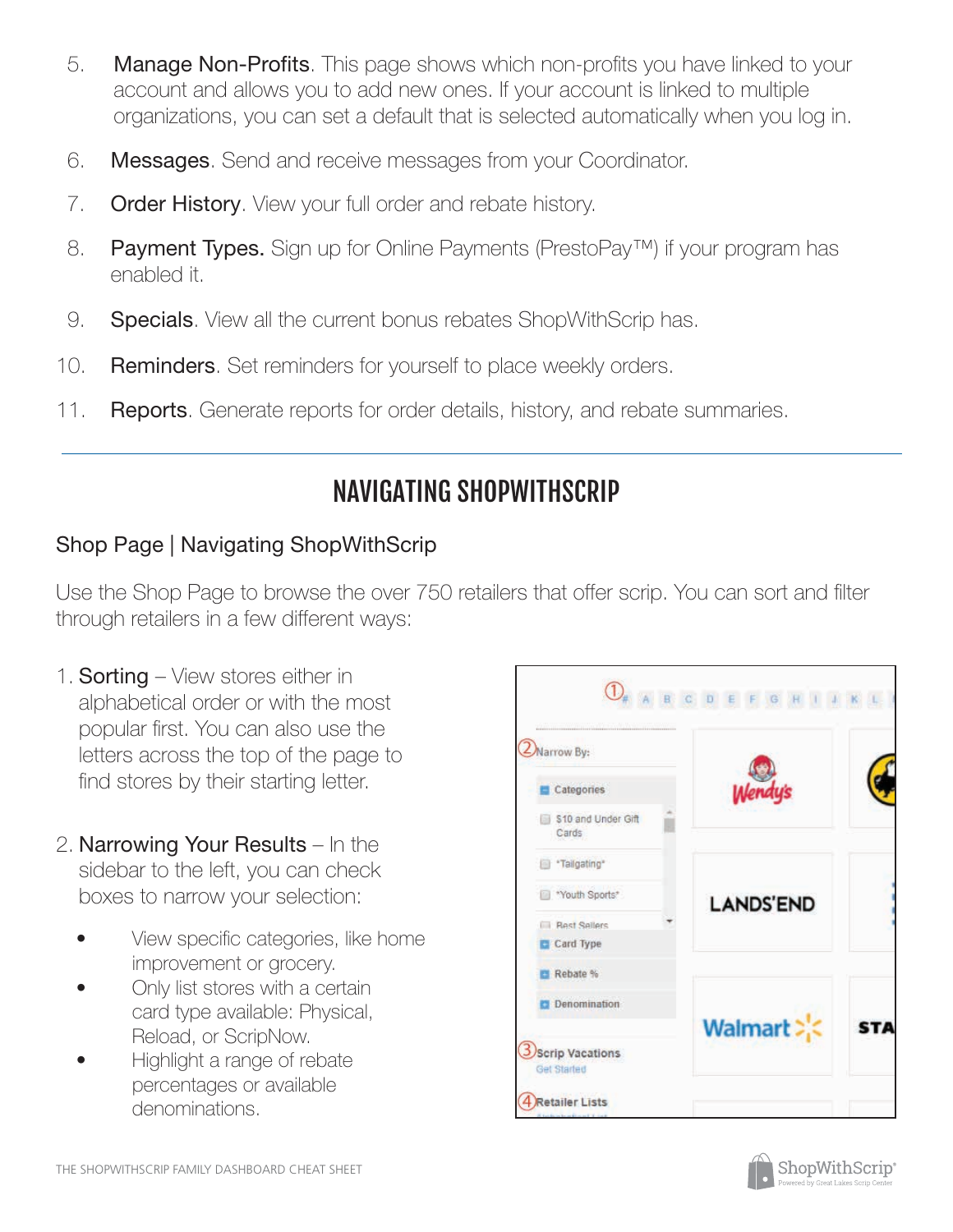5. **Manage Non-Profits**. This page shows which non-profits you have linked to your account and allows you to add new ones. If your account is linked to multiple organizations, you can set a default that is selected automatically when you log in.
6. **Messages**. Send and receive messages from your Coordinator.
7. **Order History**. View your full order and rebate history.
8. **Payment Types.** Sign up for Online Payments (PrestoPay™) if your program has enabled it.
9. **Specials**. View all the current bonus rebates ShopWithScrip has.
10. **Reminders**. Set reminders for yourself to place weekly orders.
11. **Reports**. Generate reports for order details, history, and rebate summaries.

---

## NAVIGATING SHOPWITHSCRIP

### Shop Page | Navigating ShopWithScrip

Use the Shop Page to browse the over 750 retailers that offer scrip. You can sort and filter through retailers in a few different ways:

1. **Sorting** – View stores either in alphabetical order or with the most popular first. You can also use the letters across the top of the page to find stores by their starting letter.

2. **Narrowing Your Results** – In the sidebar to the left, you can check boxes to narrow your selection:
   - View specific categories, like home improvement or grocery.
   - Only list stores with a certain card type available: Physical, Reload, or ScripNow.
   - Highlight a range of rebate percentages or available denominations.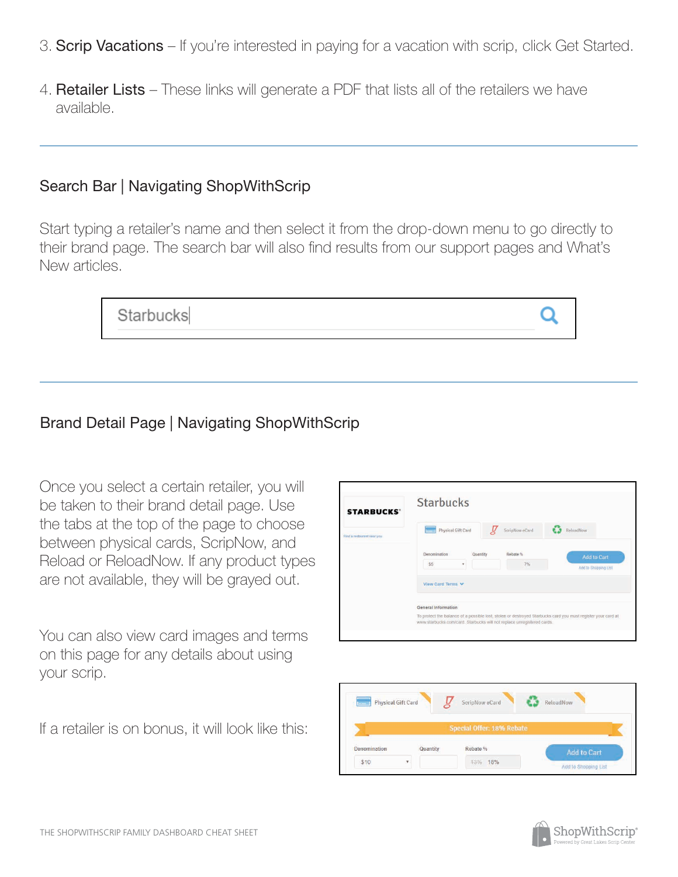3. **Scrip Vacations** – If you're interested in paying for a vacation with scrip, click Get Started.

4. **Retailer Lists** – These links will generate a PDF that lists all of the retailers we have available.

---

## Search Bar | Navigating ShopWithScrip

Start typing a retailer's name and then select it from the drop-down menu to go directly to their brand page. The search bar will also find results from our support pages and What's New articles.

---

## Brand Detail Page | Navigating ShopWithScrip

Once you select a certain retailer, you will be taken to their brand detail page. Use the tabs at the top of the page to choose between physical cards, ScripNow, and Reload or ReloadNow. If any product types are not available, they will be grayed out.

You can also view card images and terms on this page for any details about using your scrip.

If a retailer is on bonus, it will look like this: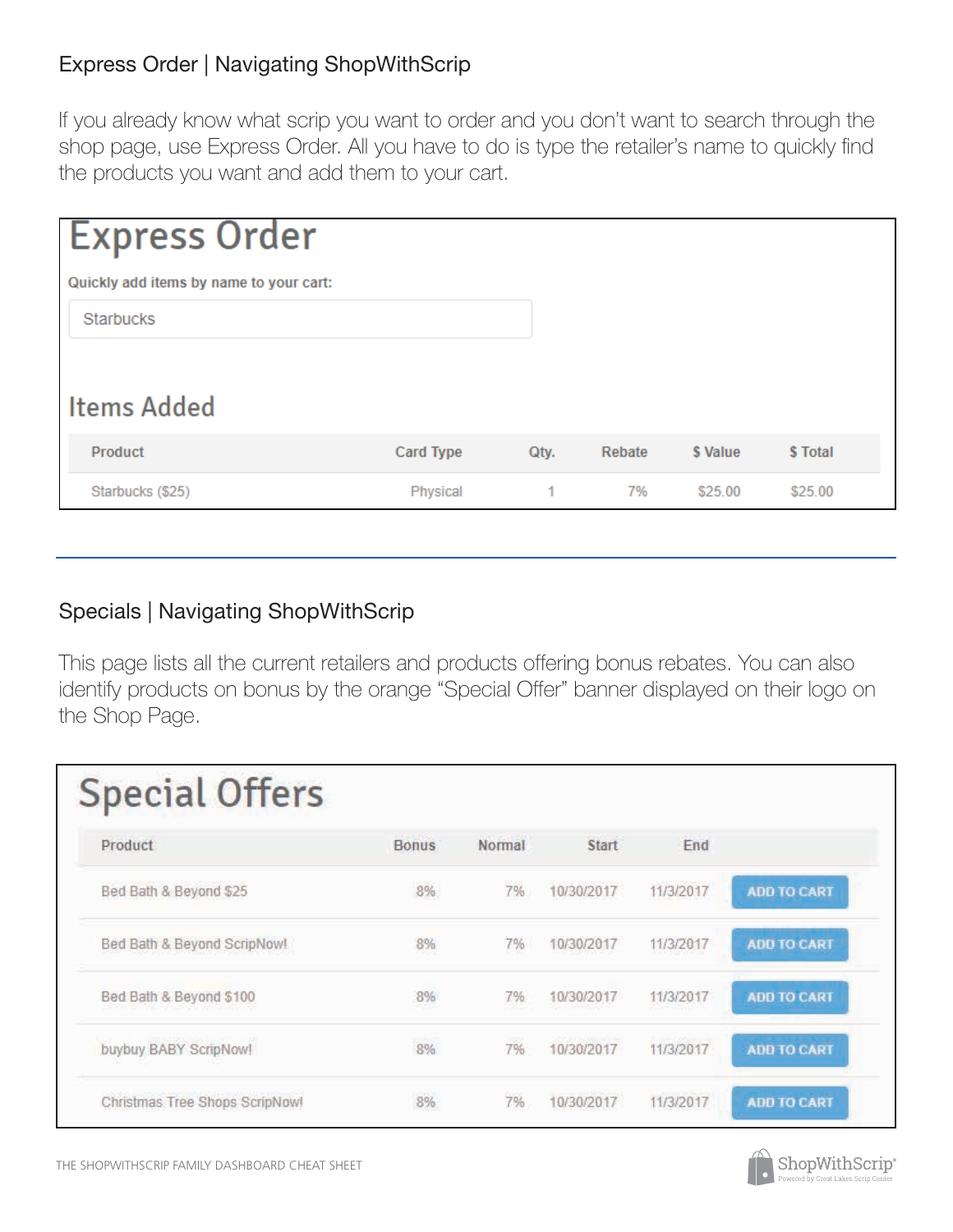## Express Order | Navigating ShopWithScrip

If you already know what scrip you want to order and you don't want to search through the shop page, use Express Order. All you have to do is type the retailer's name to quickly find the products you want and add them to your cart.

### Express Order

**Quickly add items by name to your cart:**

Starbucks

### Items Added

| Product | Card Type | Qty. | Rebate | $ Value | $ Total |
|---|---|---|---|---|---|
| Starbucks ($25) | Physical | 1 | 7% | $25.00 | $25.00 |

---

## Specials | Navigating ShopWithScrip

This page lists all the current retailers and products offering bonus rebates. You can also identify products on bonus by the orange "Special Offer" banner displayed on their logo on the Shop Page.

### Special Offers

| Product | Bonus | Normal | Start | End | |
|---|---|---|---|---|---|
| Bed Bath & Beyond $25 | 8% | 7% | 10/30/2017 | 11/3/2017 | ADD TO CART |
| Bed Bath & Beyond ScripNow! | 8% | 7% | 10/30/2017 | 11/3/2017 | ADD TO CART |
| Bed Bath & Beyond $100 | 8% | 7% | 10/30/2017 | 11/3/2017 | ADD TO CART |
| buybuy BABY ScripNow! | 8% | 7% | 10/30/2017 | 11/3/2017 | ADD TO CART |
| Christmas Tree Shops ScripNow! | 8% | 7% | 10/30/2017 | 11/3/2017 | ADD TO CART |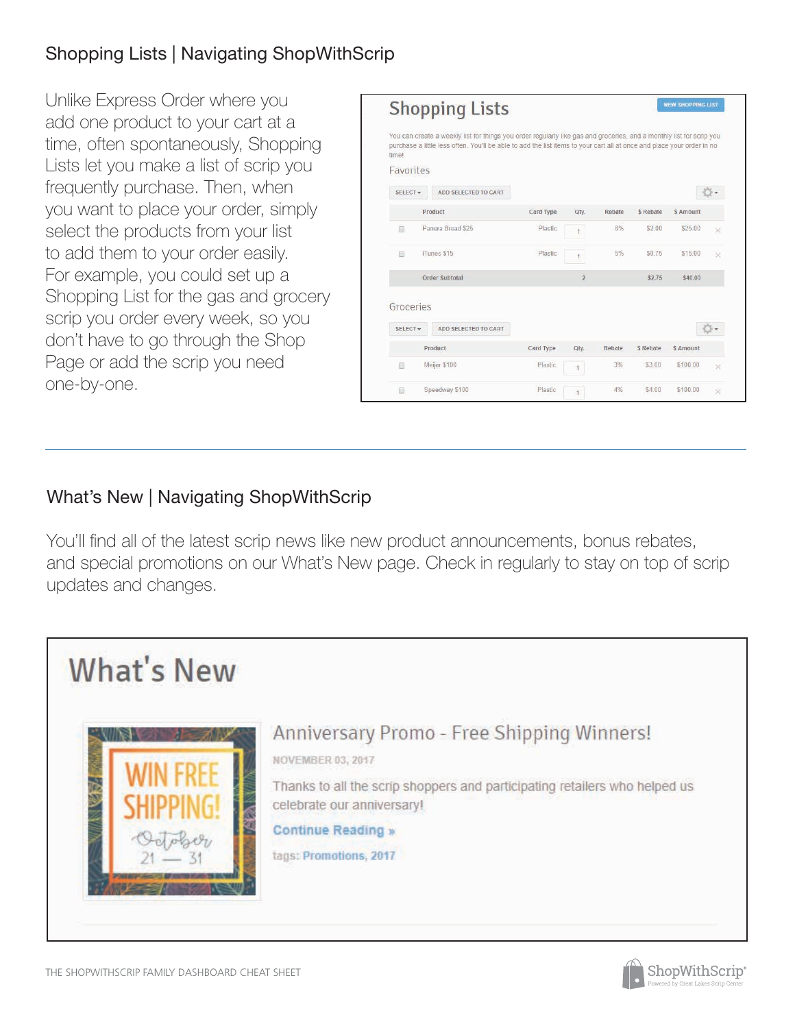## Shopping Lists | Navigating ShopWithScrip

Unlike Express Order where you add one product to your cart at a time, often spontaneously, Shopping Lists let you make a list of scrip you frequently purchase. Then, when you want to place your order, simply select the products from your list to add them to your order easily. For example, you could set up a Shopping List for the gas and grocery scrip you order every week, so you don't have to go through the Shop Page or add the scrip you need one-by-one.

### Shopping Lists

NEW SHOPPING LIST

You can create a weekly list for things you order regularly like gas and groceries, and a monthly list for scrip you purchase a little less often. You'll be able to add the list items to your cart all at once and place your order in no time!

Favorites

SELECT ▾ | ADD SELECTED TO CART

| | Product | Card Type | Qty. | Rebate | $ Rebate | $ Amount | |
|---|---|---|---|---|---|---|---|
| ☐ | Panera Bread $25 | Plastic | 1 | 8% | $2.00 | $25.00 | × |
| ☐ | iTunes $15 | Plastic | 1 | 5% | $0.75 | $15.00 | × |
| | Order Subtotal | | 2 | | $2.75 | $40.00 | |

Groceries

SELECT ▾ | ADD SELECTED TO CART

| | Product | Card Type | Qty. | Rebate | $ Rebate | $ Amount | |
|---|---|---|---|---|---|---|---|
| ☐ | Meijer $100 | Plastic | 1 | 3% | $3.00 | $100.00 | × |
| ☐ | Speedway $100 | Plastic | 1 | 4% | $4.00 | $100.00 | × |

---

## What's New | Navigating ShopWithScrip

You'll find all of the latest scrip news like new product announcements, bonus rebates, and special promotions on our What's New page. Check in regularly to stay on top of scrip updates and changes.

### What's New

WIN FREE SHIPPING! October 21 — 31

**Anniversary Promo - Free Shipping Winners!**

NOVEMBER 03, 2017

Thanks to all the scrip shoppers and participating retailers who helped us celebrate our anniversary!

Continue Reading »

tags: Promotions, 2017

THE SHOPWITHSCRIP FAMILY DASHBOARD CHEAT SHEET